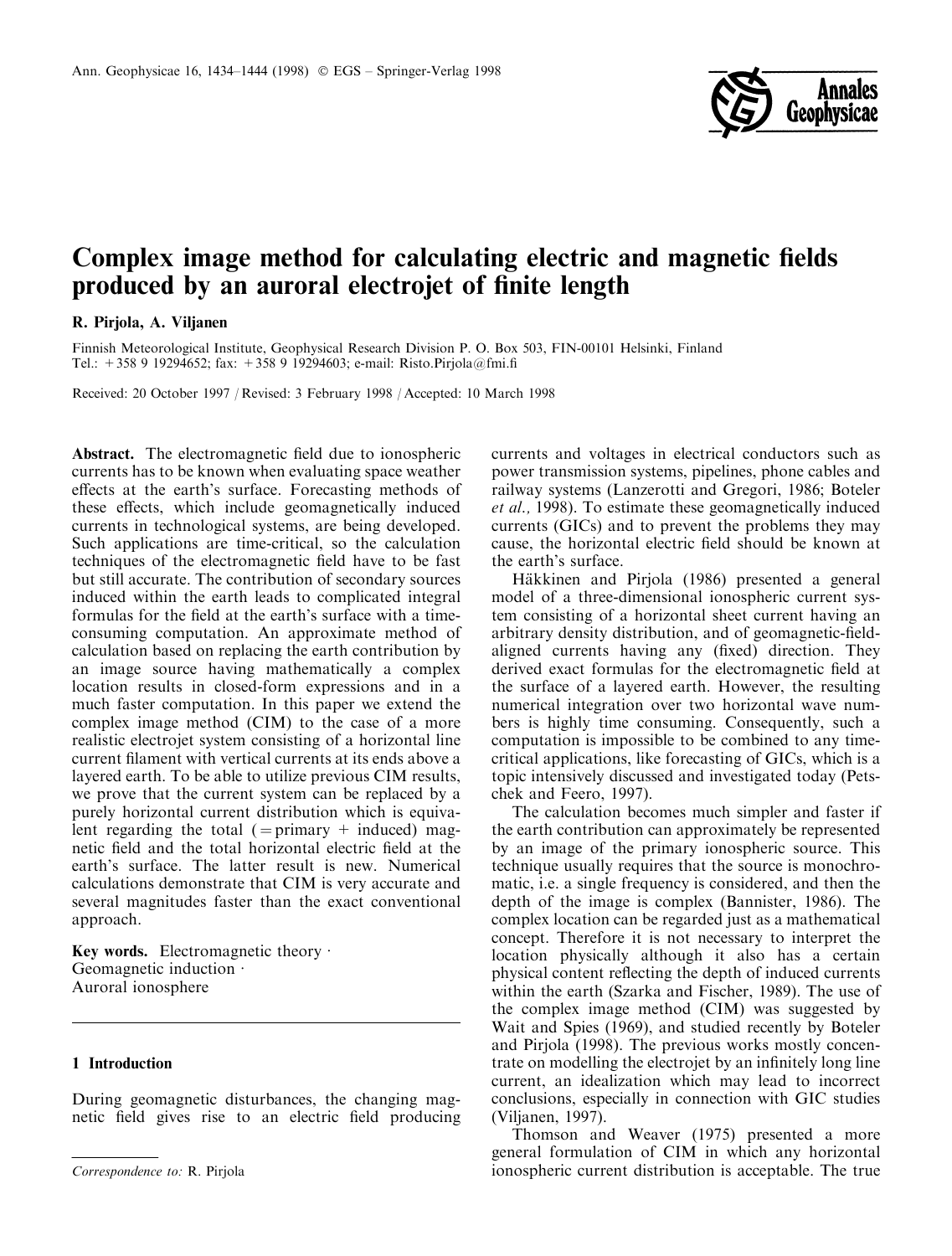# Complex image method for calculating electric and magnetic fields produced by an auroral electrojet of finite length

**R. Pirjola, A. Viljanen**

Finnish Meteorological Institute, Geophysical Research Division P. O. Box 503, FIN-00101 Helsinki, Finland
Tel.: +358 9 19294652; fax: +358 9 19294603; e-mail: Risto.Pirjola@fmi.fi

Received: 20 October 1997 / Revised: 3 February 1998 / Accepted: 10 March 1998

**Abstract.** The electromagnetic field due to ionospheric currents has to be known when evaluating space weather effects at the earth's surface. Forecasting methods of these effects, which include geomagnetically induced currents in technological systems, are being developed. Such applications are time-critical, so the calculation techniques of the electromagnetic field have to be fast but still accurate. The contribution of secondary sources induced within the earth leads to complicated integral formulas for the field at the earth's surface with a time-consuming computation. An approximate method of calculation based on replacing the earth contribution by an image source having mathematically a complex location results in closed-form expressions and in a much faster computation. In this paper we extend the complex image method (CIM) to the case of a more realistic electrojet system consisting of a horizontal line current filament with vertical currents at its ends above a layered earth. To be able to utilize previous CIM results, we prove that the current system can be replaced by a purely horizontal current distribution which is equivalent regarding the total (= primary + induced) magnetic field and the total horizontal electric field at the earth's surface. The latter result is new. Numerical calculations demonstrate that CIM is very accurate and several magnitudes faster than the exact conventional approach.

**Key words.** Electromagnetic theory · Geomagnetic induction · Auroral ionosphere

## 1 Introduction

During geomagnetic disturbances, the changing magnetic field gives rise to an electric field producing currents and voltages in electrical conductors such as power transmission systems, pipelines, phone cables and railway systems (Lanzerotti and Gregori, 1986; Boteler *et al.,* 1998). To estimate these geomagnetically induced currents (GICs) and to prevent the problems they may cause, the horizontal electric field should be known at the earth's surface.

Häkkinen and Pirjola (1986) presented a general model of a three-dimensional ionospheric current system consisting of a horizontal sheet current having an arbitrary density distribution, and of geomagnetic-field-aligned currents having any (fixed) direction. They derived exact formulas for the electromagnetic field at the surface of a layered earth. However, the resulting numerical integration over two horizontal wave numbers is highly time consuming. Consequently, such a computation is impossible to be combined to any time-critical applications, like forecasting of GICs, which is a topic intensively discussed and investigated today (Petschek and Feero, 1997).

The calculation becomes much simpler and faster if the earth contribution can approximately be represented by an image of the primary ionospheric source. This technique usually requires that the source is monochromatic, i.e. a single frequency is considered, and then the depth of the image is complex (Bannister, 1986). The complex location can be regarded just as a mathematical concept. Therefore it is not necessary to interpret the location physically although it also has a certain physical content reflecting the depth of induced currents within the earth (Szarka and Fischer, 1989). The use of the complex image method (CIM) was suggested by Wait and Spies (1969), and studied recently by Boteler and Pirjola (1998). The previous works mostly concentrate on modelling the electrojet by an infinitely long line current, an idealization which may lead to incorrect conclusions, especially in connection with GIC studies (Viljanen, 1997).

Thomson and Weaver (1975) presented a more general formulation of CIM in which any horizontal ionospheric current distribution is acceptable. The true

*Correspondence to:* R. Pirjola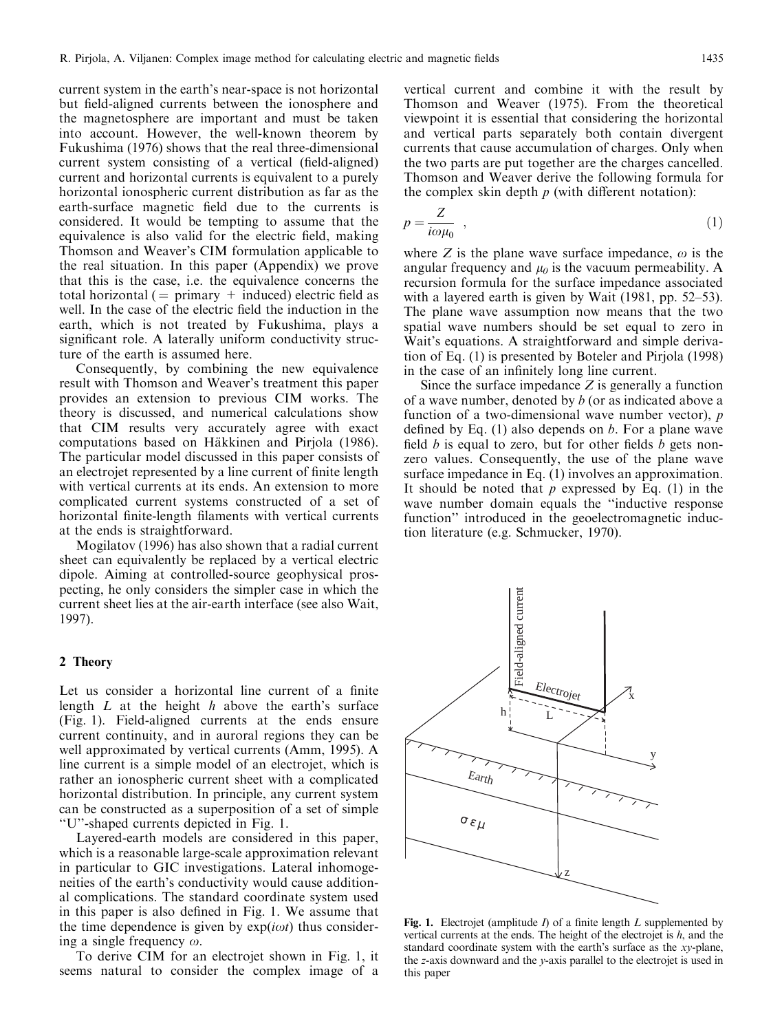current system in the earth's near-space is not horizontal but field-aligned currents between the ionosphere and the magnetosphere are important and must be taken into account. However, the well-known theorem by Fukushima (1976) shows that the real three-dimensional current system consisting of a vertical (field-aligned) current and horizontal currents is equivalent to a purely horizontal ionospheric current distribution as far as the earth-surface magnetic field due to the currents is considered. It would be tempting to assume that the equivalence is also valid for the electric field, making Thomson and Weaver's CIM formulation applicable to the real situation. In this paper (Appendix) we prove that this is the case, i.e. the equivalence concerns the total horizontal (= primary + induced) electric field as well. In the case of the electric field the induction in the earth, which is not treated by Fukushima, plays a significant role. A laterally uniform conductivity structure of the earth is assumed here.

Consequently, by combining the new equivalence result with Thomson and Weaver's treatment this paper provides an extension to previous CIM works. The theory is discussed, and numerical calculations show that CIM results very accurately agree with exact computations based on Häkkinen and Pirjola (1986). The particular model discussed in this paper consists of an electrojet represented by a line current of finite length with vertical currents at its ends. An extension to more complicated current systems constructed of a set of horizontal finite-length filaments with vertical currents at the ends is straightforward.

Mogilatov (1996) has also shown that a radial current sheet can equivalently be replaced by a vertical electric dipole. Aiming at controlled-source geophysical prospecting, he only considers the simpler case in which the current sheet lies at the air-earth interface (see also Wait, 1997).

## 2 Theory

Let us consider a horizontal line current of a finite length $L$ at the height $h$ above the earth's surface (Fig. 1). Field-aligned currents at the ends ensure current continuity, and in auroral regions they can be well approximated by vertical currents (Amm, 1995). A line current is a simple model of an electrojet, which is rather an ionospheric current sheet with a complicated horizontal distribution. In principle, any current system can be constructed as a superposition of a set of simple "U"-shaped currents depicted in Fig. 1.

Layered-earth models are considered in this paper, which is a reasonable large-scale approximation relevant in particular to GIC investigations. Lateral inhomogeneities of the earth's conductivity would cause additional complications. The standard coordinate system used in this paper is also defined in Fig. 1. We assume that the time dependence is given by $\exp(i\omega t)$ thus considering a single frequency $\omega$.

To derive CIM for an electrojet shown in Fig. 1, it seems natural to consider the complex image of a vertical current and combine it with the result by Thomson and Weaver (1975). From the theoretical viewpoint it is essential that considering the horizontal and vertical parts separately both contain divergent currents that cause accumulation of charges. Only when the two parts are put together are the charges cancelled. Thomson and Weaver derive the following formula for the complex skin depth $p$ (with different notation):

$$p = \frac{Z}{i\omega\mu_0} \ , \tag{1}$$

where $Z$ is the plane wave surface impedance, $\omega$ is the angular frequency and $\mu_0$ is the vacuum permeability. A recursion formula for the surface impedance associated with a layered earth is given by Wait (1981, pp. 52–53). The plane wave assumption now means that the two spatial wave numbers should be set equal to zero in Wait's equations. A straightforward and simple derivation of Eq. (1) is presented by Boteler and Pirjola (1998) in the case of an infinitely long line current.

Since the surface impedance $Z$ is generally a function of a wave number, denoted by $b$ (or as indicated above a function of a two-dimensional wave number vector), $p$ defined by Eq. (1) also depends on $b$. For a plane wave field $b$ is equal to zero, but for other fields $b$ gets nonzero values. Consequently, the use of the plane wave surface impedance in Eq. (1) involves an approximation. It should be noted that $p$ expressed by Eq. (1) in the wave number domain equals the "inductive response function" introduced in the geoelectromagnetic induction literature (e.g. Schmucker, 1970).

**Fig. 1.** Electrojet (amplitude $I$) of a finite length $L$ supplemented by vertical currents at the ends. The height of the electrojet is $h$, and the standard coordinate system with the earth's surface as the $xy$-plane, the $z$-axis downward and the $y$-axis parallel to the electrojet is used in this paper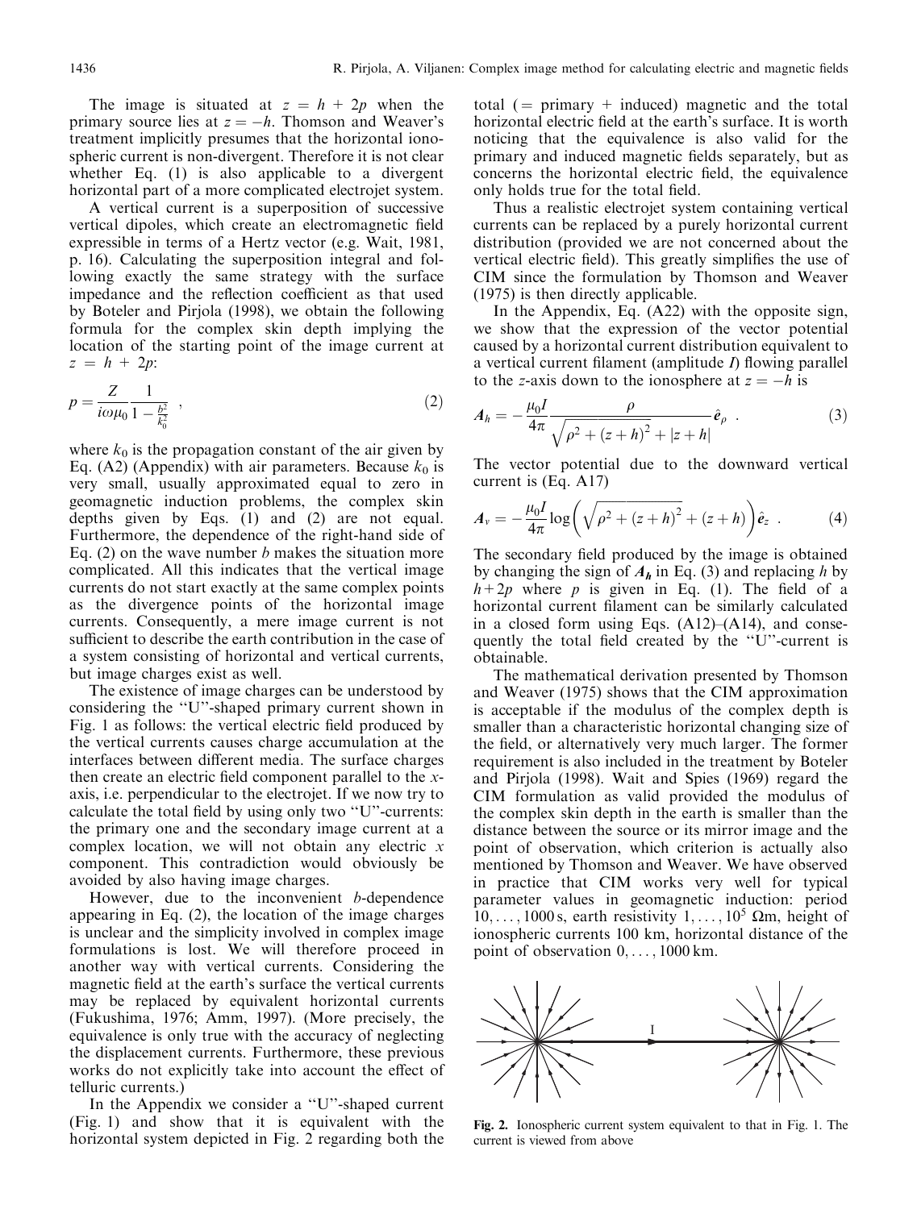The image is situated at $z = h + 2p$ when the primary source lies at $z = -h$. Thomson and Weaver's treatment implicitly presumes that the horizontal ionospheric current is non-divergent. Therefore it is not clear whether Eq. (1) is also applicable to a divergent horizontal part of a more complicated electrojet system.

A vertical current is a superposition of successive vertical dipoles, which create an electromagnetic field expressible in terms of a Hertz vector (e.g. Wait, 1981, p. 16). Calculating the superposition integral and following exactly the same strategy with the surface impedance and the reflection coefficient as that used by Boteler and Pirjola (1998), we obtain the following formula for the complex skin depth implying the location of the starting point of the image current at $z = h + 2p$:

$$p = \frac{Z}{i\omega\mu_0}\frac{1}{1-\frac{b^2}{k_0^2}} \quad , \tag{2}$$

where $k_0$ is the propagation constant of the air given by Eq. (A2) (Appendix) with air parameters. Because $k_0$ is very small, usually approximated equal to zero in geomagnetic induction problems, the complex skin depths given by Eqs. (1) and (2) are not equal. Furthermore, the dependence of the right-hand side of Eq. (2) on the wave number $b$ makes the situation more complicated. All this indicates that the vertical image currents do not start exactly at the same complex points as the divergence points of the horizontal image currents. Consequently, a mere image current is not sufficient to describe the earth contribution in the case of a system consisting of horizontal and vertical currents, but image charges exist as well.

The existence of image charges can be understood by considering the "U"-shaped primary current shown in Fig. 1 as follows: the vertical electric field produced by the vertical currents causes charge accumulation at the interfaces between different media. The surface charges then create an electric field component parallel to the $x$-axis, i.e. perpendicular to the electrojet. If we now try to calculate the total field by using only two "U"-currents: the primary one and the secondary image current at a complex location, we will not obtain any electric $x$ component. This contradiction would obviously be avoided by also having image charges.

However, due to the inconvenient $b$-dependence appearing in Eq. (2), the location of the image charges is unclear and the simplicity involved in complex image formulations is lost. We will therefore proceed in another way with vertical currents. Considering the magnetic field at the earth's surface the vertical currents may be replaced by equivalent horizontal currents (Fukushima, 1976; Amm, 1997). (More precisely, the equivalence is only true with the accuracy of neglecting the displacement currents. Furthermore, these previous works do not explicitly take into account the effect of telluric currents.)

In the Appendix we consider a "U"-shaped current (Fig. 1) and show that it is equivalent with the horizontal system depicted in Fig. 2 regarding both the total (= primary + induced) magnetic and the total horizontal electric field at the earth's surface. It is worth noticing that the equivalence is also valid for the primary and induced magnetic fields separately, but as concerns the horizontal electric field, the equivalence only holds true for the total field.

Thus a realistic electrojet system containing vertical currents can be replaced by a purely horizontal current distribution (provided we are not concerned about the vertical electric field). This greatly simplifies the use of CIM since the formulation by Thomson and Weaver (1975) is then directly applicable.

In the Appendix, Eq. (A22) with the opposite sign, we show that the expression of the vector potential caused by a horizontal current distribution equivalent to a vertical current filament (amplitude $I$) flowing parallel to the $z$-axis down to the ionosphere at $z = -h$ is

$$\boldsymbol{A}_h = -\frac{\mu_0 I}{4\pi}\frac{\rho}{\sqrt{\rho^2+(z+h)^2}+|z+h|}\hat{\boldsymbol{e}}_\rho \quad . \tag{3}$$

The vector potential due to the downward vertical current is (Eq. A17)

$$\boldsymbol{A}_v = -\frac{\mu_0 I}{4\pi}\log\left(\sqrt{\rho^2+(z+h)^2}+(z+h)\right)\hat{\boldsymbol{e}}_z \quad . \tag{4}$$

The secondary field produced by the image is obtained by changing the sign of $\boldsymbol{A_h}$ in Eq. (3) and replacing $h$ by $h+2p$ where $p$ is given in Eq. (1). The field of a horizontal current filament can be similarly calculated in a closed form using Eqs. (A12)–(A14), and consequently the total field created by the "U"-current is obtainable.

The mathematical derivation presented by Thomson and Weaver (1975) shows that the CIM approximation is acceptable if the modulus of the complex depth is smaller than a characteristic horizontal changing size of the field, or alternatively very much larger. The former requirement is also included in the treatment by Boteler and Pirjola (1998). Wait and Spies (1969) regard the CIM formulation as valid provided the modulus of the complex skin depth in the earth is smaller than the distance between the source or its mirror image and the point of observation, which criterion is actually also mentioned by Thomson and Weaver. We have observed in practice that CIM works very well for typical parameter values in geomagnetic induction: period $10, \ldots, 1000$ s, earth resistivity $1, \ldots, 10^5$ $\Omega$m, height of ionospheric currents 100 km, horizontal distance of the point of observation $0, \ldots, 1000$ km.

**Fig. 2.** Ionospheric current system equivalent to that in Fig. 1. The current is viewed from above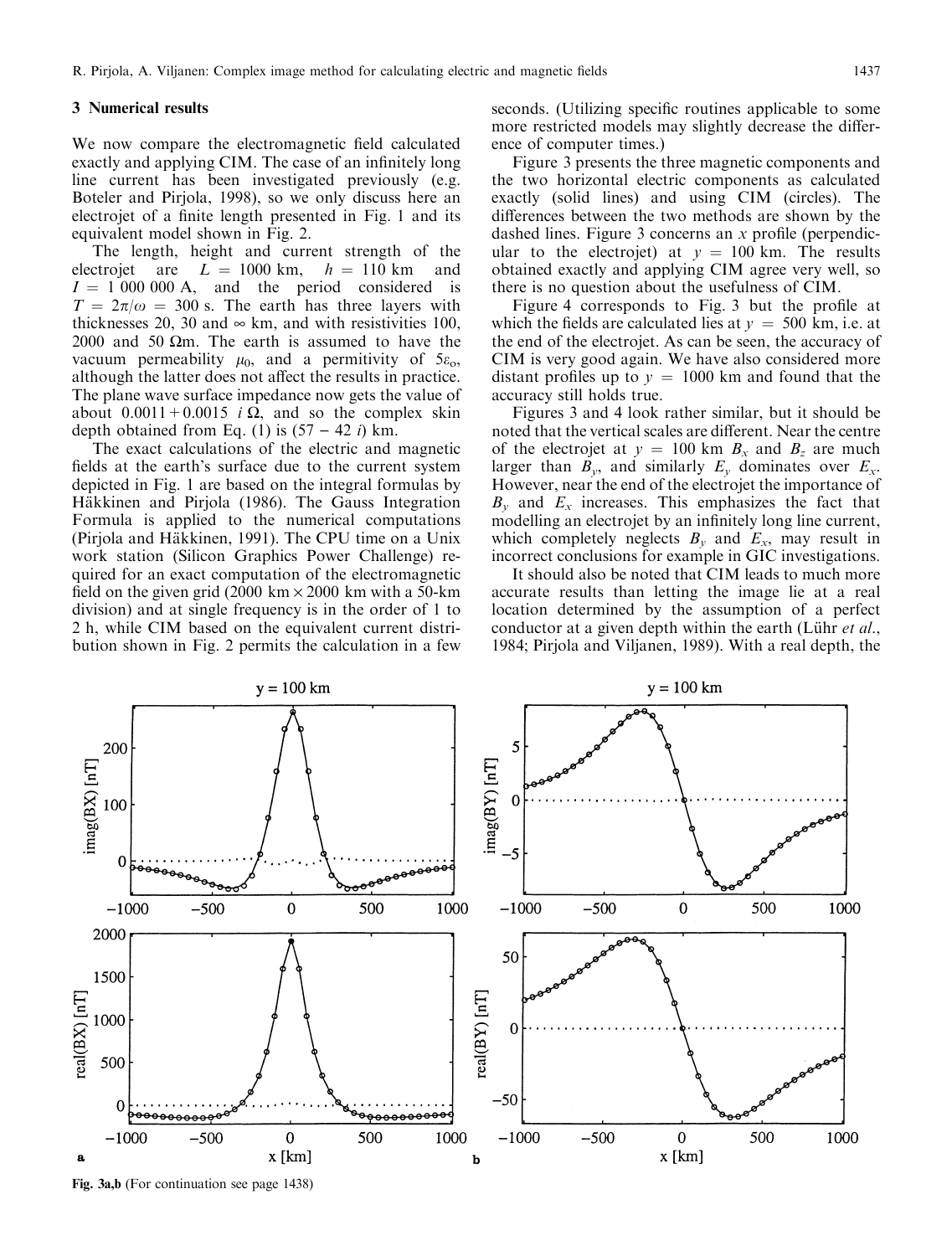## 3 Numerical results

We now compare the electromagnetic field calculated exactly and applying CIM. The case of an infinitely long line current has been investigated previously (e.g. Boteler and Pirjola, 1998), so we only discuss here an electrojet of a finite length presented in Fig. 1 and its equivalent model shown in Fig. 2.

The length, height and current strength of the electrojet are $L = 1000$ km, $h = 110$ km and $I = 1\ 000\ 000$ A, and the period considered is $T = 2\pi/\omega = 300$ s. The earth has three layers with thicknesses 20, 30 and $\infty$ km, and with resistivities 100, 2000 and 50 $\Omega$m. The earth is assumed to have the vacuum permeability $\mu_0$, and a permitivity of $5\varepsilon_o$, although the latter does not affect the results in practice. The plane wave surface impedance now gets the value of about $0.0011 + 0.0015\ i\ \Omega$, and so the complex skin depth obtained from Eq. (1) is $(57 - 42\ i)$ km.

The exact calculations of the electric and magnetic fields at the earth's surface due to the current system depicted in Fig. 1 are based on the integral formulas by Häkkinen and Pirjola (1986). The Gauss Integration Formula is applied to the numerical computations (Pirjola and Häkkinen, 1991). The CPU time on a Unix work station (Silicon Graphics Power Challenge) required for an exact computation of the electromagnetic field on the given grid (2000 km $\times$ 2000 km with a 50-km division) and at single frequency is in the order of 1 to 2 h, while CIM based on the equivalent current distribution shown in Fig. 2 permits the calculation in a few seconds. (Utilizing specific routines applicable to some more restricted models may slightly decrease the difference of computer times.)

Figure 3 presents the three magnetic components and the two horizontal electric components as calculated exactly (solid lines) and using CIM (circles). The differences between the two methods are shown by the dashed lines. Figure 3 concerns an $x$ profile (perpendicular to the electrojet) at $y = 100$ km. The results obtained exactly and applying CIM agree very well, so there is no question about the usefulness of CIM.

Figure 4 corresponds to Fig. 3 but the profile at which the fields are calculated lies at $y = 500$ km, i.e. at the end of the electrojet. As can be seen, the accuracy of CIM is very good again. We have also considered more distant profiles up to $y = 1000$ km and found that the accuracy still holds true.

Figures 3 and 4 look rather similar, but it should be noted that the vertical scales are different. Near the centre of the electrojet at $y = 100$ km $B_x$ and $B_z$ are much larger than $B_y$, and similarly $E_y$ dominates over $E_x$. However, near the end of the electrojet the importance of $B_y$ and $E_x$ increases. This emphasizes the fact that modelling an electrojet by an infinitely long line current, which completely neglects $B_y$ and $E_x$, may result in incorrect conclusions for example in GIC investigations.

It should also be noted that CIM leads to much more accurate results than letting the image lie at a real location determined by the assumption of a perfect conductor at a given depth within the earth (Lühr *et al.*, 1984; Pirjola and Viljanen, 1989). With a real depth, the

**Fig. 3a,b** (For continuation see page 1438)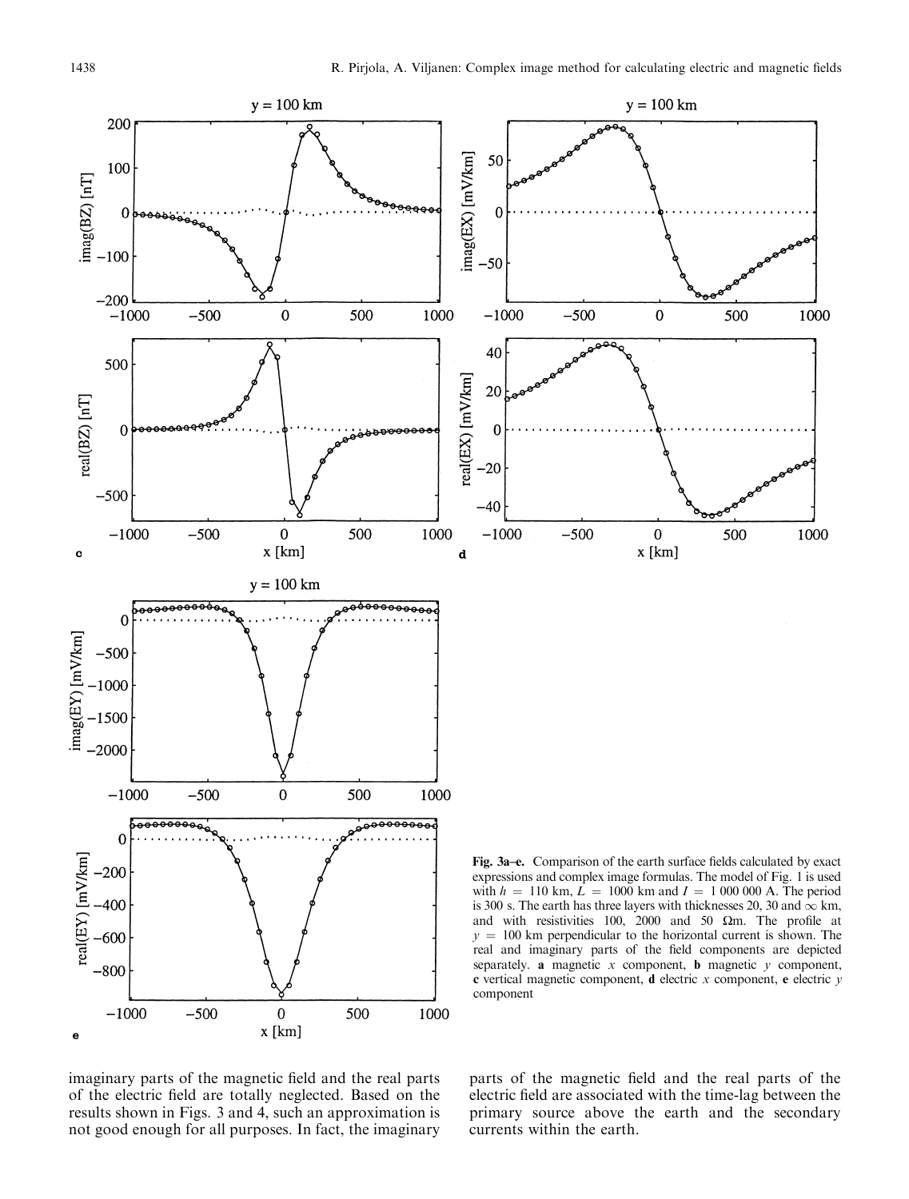**Fig. 3a–e.** Comparison of the earth surface fields calculated by exact expressions and complex image formulas. The model of Fig. 1 is used with $h = 110$ km, $L = 1000$ km and $I = 1\,000\,000$ A. The period is 300 s. The earth has three layers with thicknesses 20, 30 and $\infty$ km, and with resistivities 100, 2000 and 50 $\Omega$m. The profile at $y = 100$ km perpendicular to the horizontal current is shown. The real and imaginary parts of the field components are depicted separately. **a** magnetic $x$ component, **b** magnetic $y$ component, **c** vertical magnetic component, **d** electric $x$ component, **e** electric $y$ component

imaginary parts of the magnetic field and the real parts of the electric field are totally neglected. Based on the results shown in Figs. 3 and 4, such an approximation is not good enough for all purposes. In fact, the imaginary parts of the magnetic field and the real parts of the electric field are associated with the time-lag between the primary source above the earth and the secondary currents within the earth.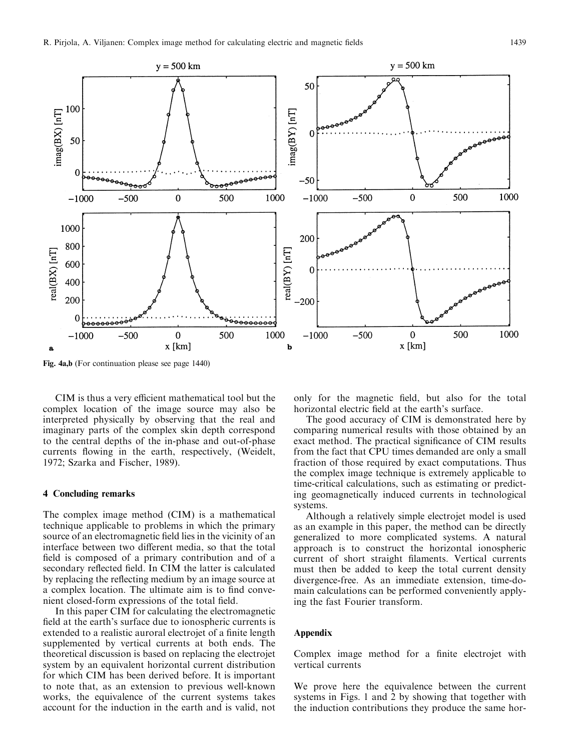**Fig. 4a,b** (For continuation please see page 1440)

CIM is thus a very efficient mathematical tool but the complex location of the image source may also be interpreted physically by observing that the real and imaginary parts of the complex skin depth correspond to the central depths of the in-phase and out-of-phase currents flowing in the earth, respectively, (Weidelt, 1972; Szarka and Fischer, 1989).

## 4 Concluding remarks

The complex image method (CIM) is a mathematical technique applicable to problems in which the primary source of an electromagnetic field lies in the vicinity of an interface between two different media, so that the total field is composed of a primary contribution and of a secondary reflected field. In CIM the latter is calculated by replacing the reflecting medium by an image source at a complex location. The ultimate aim is to find convenient closed-form expressions of the total field.

In this paper CIM for calculating the electromagnetic field at the earth's surface due to ionospheric currents is extended to a realistic auroral electrojet of a finite length supplemented by vertical currents at both ends. The theoretical discussion is based on replacing the electrojet system by an equivalent horizontal current distribution for which CIM has been derived before. It is important to note that, as an extension to previous well-known works, the equivalence of the current systems takes account for the induction in the earth and is valid, not only for the magnetic field, but also for the total horizontal electric field at the earth's surface.

The good accuracy of CIM is demonstrated here by comparing numerical results with those obtained by an exact method. The practical significance of CIM results from the fact that CPU times demanded are only a small fraction of those required by exact computations. Thus the complex image technique is extremely applicable to time-critical calculations, such as estimating or predicting geomagnetically induced currents in technological systems.

Although a relatively simple electrojet model is used as an example in this paper, the method can be directly generalized to more complicated systems. A natural approach is to construct the horizontal ionospheric current of short straight filaments. Vertical currents must then be added to keep the total current density divergence-free. As an immediate extension, time-domain calculations can be performed conveniently applying the fast Fourier transform.

## Appendix

Complex image method for a finite electrojet with vertical currents

We prove here the equivalence between the current systems in Figs. 1 and 2 by showing that together with the induction contributions they produce the same hor-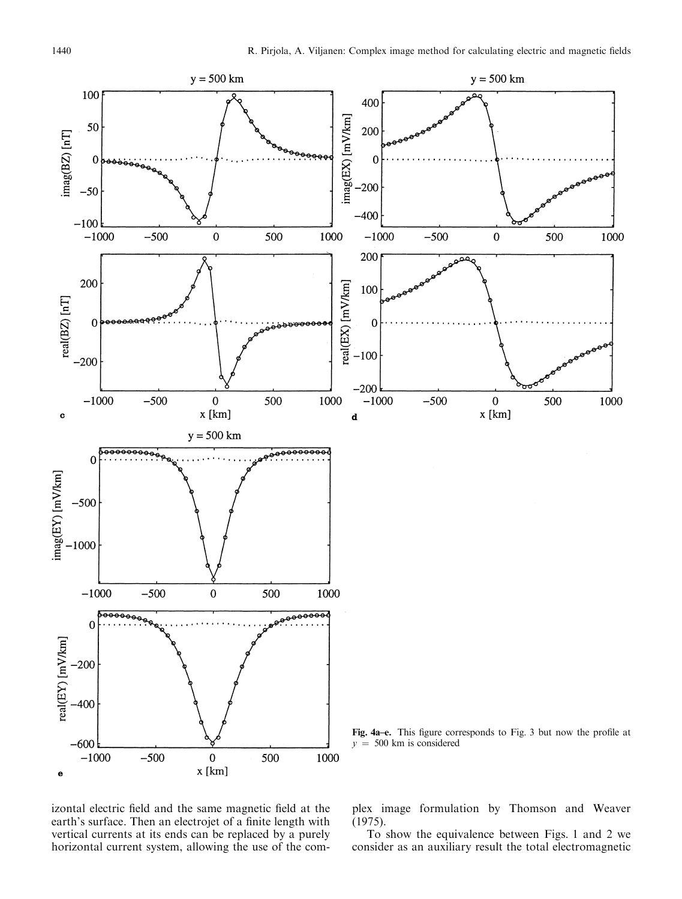**Fig. 4a–e.** This figure corresponds to Fig. 3 but now the profile at $y = 500$ km is considered

izontal electric field and the same magnetic field at the earth's surface. Then an electrojet of a finite length with vertical currents at its ends can be replaced by a purely horizontal current system, allowing the use of the complex image formulation by Thomson and Weaver (1975).

To show the equivalence between Figs. 1 and 2 we consider as an auxiliary result the total electromagnetic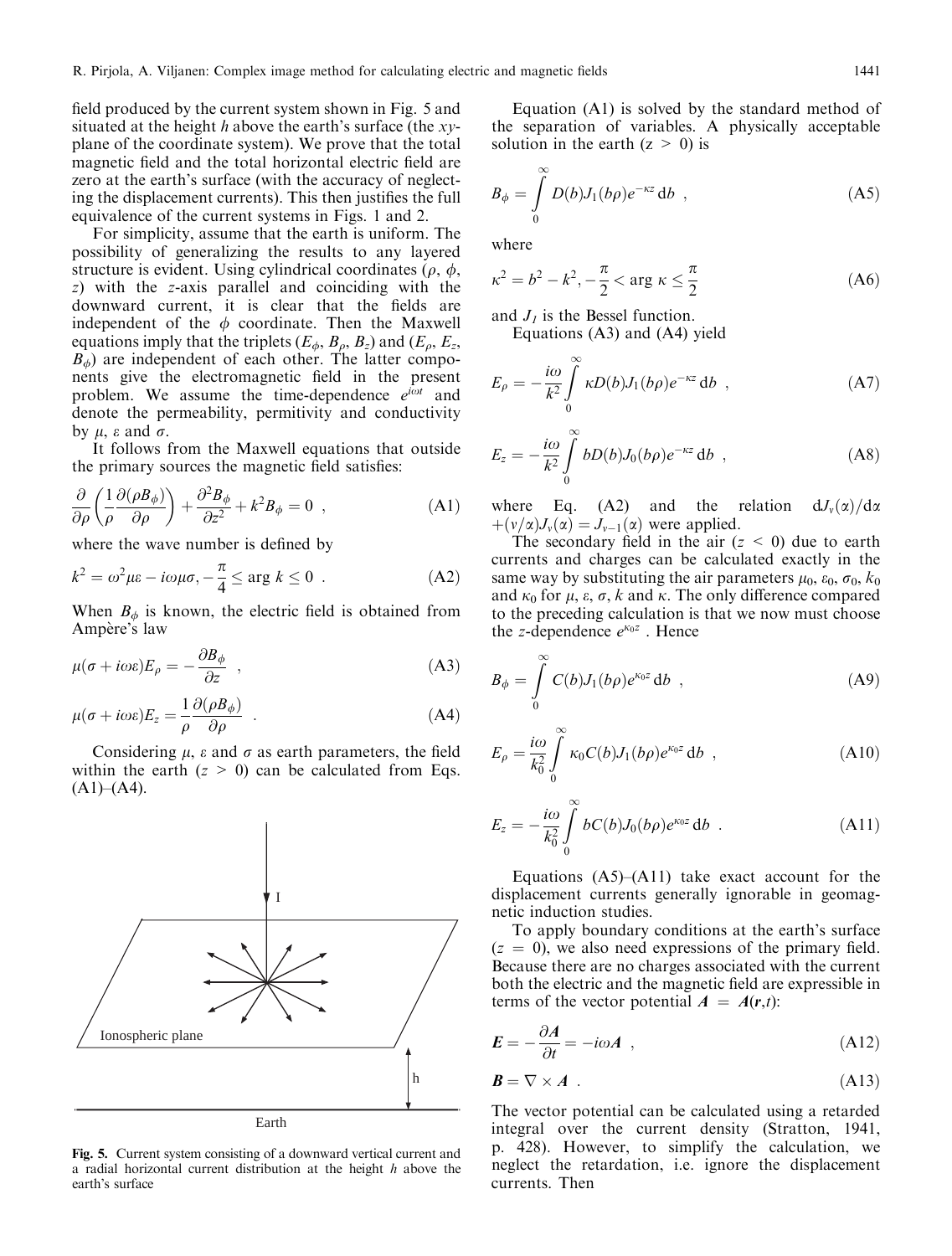field produced by the current system shown in Fig. 5 and situated at the height $h$ above the earth's surface (the $xy$-plane of the coordinate system). We prove that the total magnetic field and the total horizontal electric field are zero at the earth's surface (with the accuracy of neglecting the displacement currents). This then justifies the full equivalence of the current systems in Figs. 1 and 2.

For simplicity, assume that the earth is uniform. The possibility of generalizing the results to any layered structure is evident. Using cylindrical coordinates ($\rho$, $\phi$, $z$) with the $z$-axis parallel and coinciding with the downward current, it is clear that the fields are independent of the $\phi$ coordinate. Then the Maxwell equations imply that the triplets ($E_\phi$, $B_\rho$, $B_z$) and ($E_\rho$, $E_z$, $B_\phi$) are independent of each other. The latter components give the electromagnetic field in the present problem. We assume the time-dependence $e^{i\omega t}$ and denote the permeability, permitivity and conductivity by $\mu$, $\varepsilon$ and $\sigma$.

It follows from the Maxwell equations that outside the primary sources the magnetic field satisfies:

$$\frac{\partial}{\partial \rho}\left(\frac{1}{\rho}\frac{\partial(\rho B_\phi)}{\partial \rho}\right) + \frac{\partial^2 B_\phi}{\partial z^2} + k^2 B_\phi = 0 \ , \tag{A1}$$

where the wave number is defined by

$$k^2 = \omega^2 \mu\varepsilon - i\omega\mu\sigma, -\frac{\pi}{4} \leq \arg k \leq 0 \ . \tag{A2}$$

When $B_\phi$ is known, the electric field is obtained from Ampère's law

$$\mu(\sigma + i\omega\varepsilon)E_\rho = -\frac{\partial B_\phi}{\partial z} \ , \tag{A3}$$

$$\mu(\sigma + i\omega\varepsilon)E_z = \frac{1}{\rho}\frac{\partial(\rho B_\phi)}{\partial \rho} \ . \tag{A4}$$

Considering $\mu$, $\varepsilon$ and $\sigma$ as earth parameters, the field within the earth ($z > 0$) can be calculated from Eqs. (A1)–(A4).

**Fig. 5.** Current system consisting of a downward vertical current and a radial horizontal current distribution at the height $h$ above the earth's surface

Equation (A1) is solved by the standard method of the separation of variables. A physically acceptable solution in the earth ($z > 0$) is

$$B_\phi = \int_0^\infty D(b) J_1(b\rho) e^{-\kappa z} \, \mathrm{d}b \ , \tag{A5}$$

where

$$\kappa^2 = b^2 - k^2, -\frac{\pi}{2} < \arg \kappa \leq \frac{\pi}{2} \tag{A6}$$

and $J_1$ is the Bessel function.

Equations (A3) and (A4) yield

$$E_\rho = -\frac{i\omega}{k^2}\int_0^\infty \kappa D(b) J_1(b\rho) e^{-\kappa z} \, \mathrm{d}b \ , \tag{A7}$$

$$E_z = -\frac{i\omega}{k^2}\int_0^\infty b D(b) J_0(b\rho) e^{-\kappa z} \, \mathrm{d}b \ , \tag{A8}$$

where Eq. (A2) and the relation $\mathrm{d}J_\nu(\alpha)/\mathrm{d}\alpha + (\nu/\alpha)J_\nu(\alpha) = J_{\nu-1}(\alpha)$ were applied.

The secondary field in the air ($z < 0$) due to earth currents and charges can be calculated exactly in the same way by substituting the air parameters $\mu_0$, $\varepsilon_0$, $\sigma_0$, $k_0$ and $\kappa_0$ for $\mu$, $\varepsilon$, $\sigma$, $k$ and $\kappa$. The only difference compared to the preceding calculation is that we now must choose the $z$-dependence $e^{\kappa_0 z}$. Hence

$$B_\phi = \int_0^\infty C(b) J_1(b\rho) e^{\kappa_0 z} \, \mathrm{d}b \ , \tag{A9}$$

$$E_\rho = \frac{i\omega}{k_0^2}\int_0^\infty \kappa_0 C(b) J_1(b\rho) e^{\kappa_0 z} \, \mathrm{d}b \ , \tag{A10}$$

$$E_z = -\frac{i\omega}{k_0^2}\int_0^\infty b C(b) J_0(b\rho) e^{\kappa_0 z} \, \mathrm{d}b \ . \tag{A11}$$

Equations (A5)–(A11) take exact account for the displacement currents generally ignorable in geomagnetic induction studies.

To apply boundary conditions at the earth's surface ($z = 0$), we also need expressions of the primary field. Because there are no charges associated with the current both the electric and the magnetic field are expressible in terms of the vector potential $\boldsymbol{A} = \boldsymbol{A}(\boldsymbol{r}, t)$:

$$\boldsymbol{E} = -\frac{\partial \boldsymbol{A}}{\partial t} = -i\omega \boldsymbol{A} \ , \tag{A12}$$

$$\boldsymbol{B} = \nabla \times \boldsymbol{A} \ . \tag{A13}$$

The vector potential can be calculated using a retarded integral over the current density (Stratton, 1941, p. 428). However, to simplify the calculation, we neglect the retardation, i.e. ignore the displacement currents. Then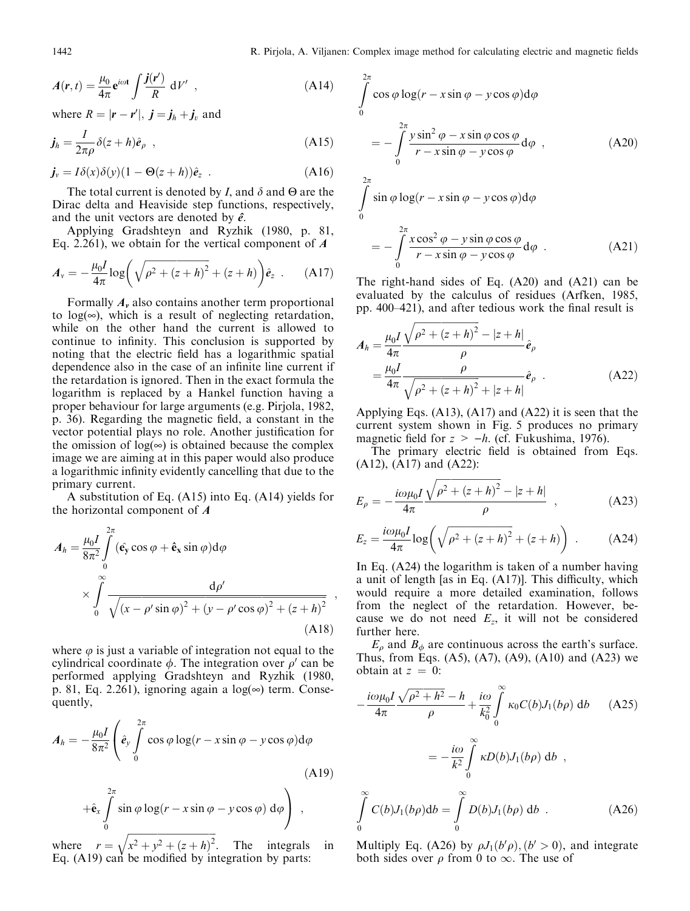$$\boldsymbol{A}(\boldsymbol{r},t) = \frac{\mu_0}{4\pi} \mathrm{e}^{i\omega t} \int \frac{\boldsymbol{j}(\boldsymbol{r}')}{R} \, \mathrm{d}V' \ , \tag{A14}$$

where $R = |\boldsymbol{r} - \boldsymbol{r}'|$, $\boldsymbol{j} = \boldsymbol{j}_h + \boldsymbol{j}_v$ and

$$\boldsymbol{j}_h = \frac{I}{2\pi\rho} \delta(z+h) \hat{\boldsymbol{e}}_\rho \ , \tag{A15}$$

$$\boldsymbol{j}_v = I\delta(x)\delta(y)(1 - \Theta(z+h))\hat{\boldsymbol{e}}_z \ . \tag{A16}$$

The total current is denoted by $I$, and $\delta$ and $\Theta$ are the Dirac delta and Heaviside step functions, respectively, and the unit vectors are denoted by $\hat{\boldsymbol{e}}$.

Applying Gradshteyn and Ryzhik (1980, p. 81, Eq. 2.261), we obtain for the vertical component of $\boldsymbol{A}$

$$\boldsymbol{A}_v = -\frac{\mu_0 I}{4\pi} \log\left( \sqrt{\rho^2 + (z+h)^2} + (z+h) \right) \hat{\boldsymbol{e}}_z \ . \tag{A17}$$

Formally $\boldsymbol{A}_v$ also contains another term proportional to $\log(\infty)$, which is a result of neglecting retardation, while on the other hand the current is allowed to continue to infinity. This conclusion is supported by noting that the electric field has a logarithmic spatial dependence also in the case of an infinite line current if the retardation is ignored. Then in the exact formula the logarithm is replaced by a Hankel function having a proper behaviour for large arguments (e.g. Pirjola, 1982, p. 36). Regarding the magnetic field, a constant in the vector potential plays no role. Another justification for the omission of $\log(\infty)$ is obtained because the complex image we are aiming at in this paper would also produce a logarithmic infinity evidently cancelling that due to the primary current.

A substitution of Eq. (A15) into Eq. (A14) yields for the horizontal component of $\boldsymbol{A}$

$$\boldsymbol{A}_h = \frac{\mu_0 I}{8\pi^2} \int_0^{2\pi} (\hat{\mathbf{e}}_{\mathbf{y}} \cos\varphi + \hat{\mathbf{e}}_{\mathbf{x}} \sin\varphi) \mathrm{d}\varphi \times \int_0^\infty \frac{\mathrm{d}\rho'}{\sqrt{(x - \rho'\sin\varphi)^2 + (y - \rho'\cos\varphi)^2 + (z+h)^2}} \ , \tag{A18}$$

where $\varphi$ is just a variable of integration not equal to the cylindrical coordinate $\phi$. The integration over $\rho'$ can be performed applying Gradshteyn and Ryzhik (1980, p. 81, Eq. 2.261), ignoring again a $\log(\infty)$ term. Consequently,

$$\boldsymbol{A}_h = -\frac{\mu_0 I}{8\pi^2} \left( \hat{\boldsymbol{e}}_y \int_0^{2\pi} \cos\varphi \log(r - x\sin\varphi - y\cos\varphi) \mathrm{d}\varphi \right. \tag{A19}$$

$$\left. + \hat{\mathbf{e}}_x \int_0^{2\pi} \sin\varphi \log(r - x\sin\varphi - y\cos\varphi) \, \mathrm{d}\varphi \right) \ ,$$

where $r = \sqrt{x^2 + y^2 + (z+h)^2}$. The integrals in Eq. (A19) can be modified by integration by parts:

$$\int_0^{2\pi} \cos\varphi \log(r - x\sin\varphi - y\cos\varphi) \mathrm{d}\varphi = -\int_0^{2\pi} \frac{y\sin^2\varphi - x\sin\varphi\cos\varphi}{r - x\sin\varphi - y\cos\varphi} \mathrm{d}\varphi \ , \tag{A20}$$

$$\int_0^{2\pi} \sin\varphi \log(r - x\sin\varphi - y\cos\varphi) \mathrm{d}\varphi = -\int_0^{2\pi} \frac{x\cos^2\varphi - y\sin\varphi\cos\varphi}{r - x\sin\varphi - y\cos\varphi} \mathrm{d}\varphi \ . \tag{A21}$$

The right-hand sides of Eq. (A20) and (A21) can be evaluated by the calculus of residues (Arfken, 1985, pp. 400–421), and after tedious work the final result is

$$\boldsymbol{A}_h = \frac{\mu_0 I}{4\pi} \frac{\sqrt{\rho^2 + (z+h)^2} - |z+h|}{\rho} \hat{\boldsymbol{e}}_\rho = \frac{\mu_0 I}{4\pi} \frac{\rho}{\sqrt{\rho^2 + (z+h)^2} + |z+h|} \hat{\boldsymbol{e}}_\rho \ . \tag{A22}$$

Applying Eqs. (A13), (A17) and (A22) it is seen that the current system shown in Fig. 5 produces no primary magnetic field for $z > -h$. (cf. Fukushima, 1976).

The primary electric field is obtained from Eqs. (A12), (A17) and (A22):

$$E_\rho = -\frac{i\omega\mu_0 I}{4\pi} \frac{\sqrt{\rho^2 + (z+h)^2} - |z+h|}{\rho} \ , \tag{A23}$$

$$E_z = \frac{i\omega\mu_0 I}{4\pi} \log\left( \sqrt{\rho^2 + (z+h)^2} + (z+h) \right) \ . \tag{A24}$$

In Eq. (A24) the logarithm is taken of a number having a unit of length [as in Eq. (A17)]. This difficulty, which would require a more detailed examination, follows from the neglect of the retardation. However, because we do not need $E_z$, it will not be considered further here.

$E_\rho$ and $B_\phi$ are continuous across the earth's surface. Thus, from Eqs. (A5), (A7), (A9), (A10) and (A23) we obtain at $z = 0$:

$$-\frac{i\omega\mu_0 I}{4\pi} \frac{\sqrt{\rho^2 + h^2} - h}{\rho} + \frac{i\omega}{k_0^2} \int_0^\infty \kappa_0 C(b) J_1(b\rho) \, \mathrm{d}b = -\frac{i\omega}{k^2} \int_0^\infty \kappa D(b) J_1(b\rho) \, \mathrm{d}b \ , \tag{A25}$$

$$\int_0^\infty C(b) J_1(b\rho) \mathrm{d}b = \int_0^\infty D(b) J_1(b\rho) \, \mathrm{d}b \ . \tag{A26}$$

Multiply Eq. (A26) by $\rho J_1(b'\rho), (b' > 0)$, and integrate both sides over $\rho$ from 0 to $\infty$. The use of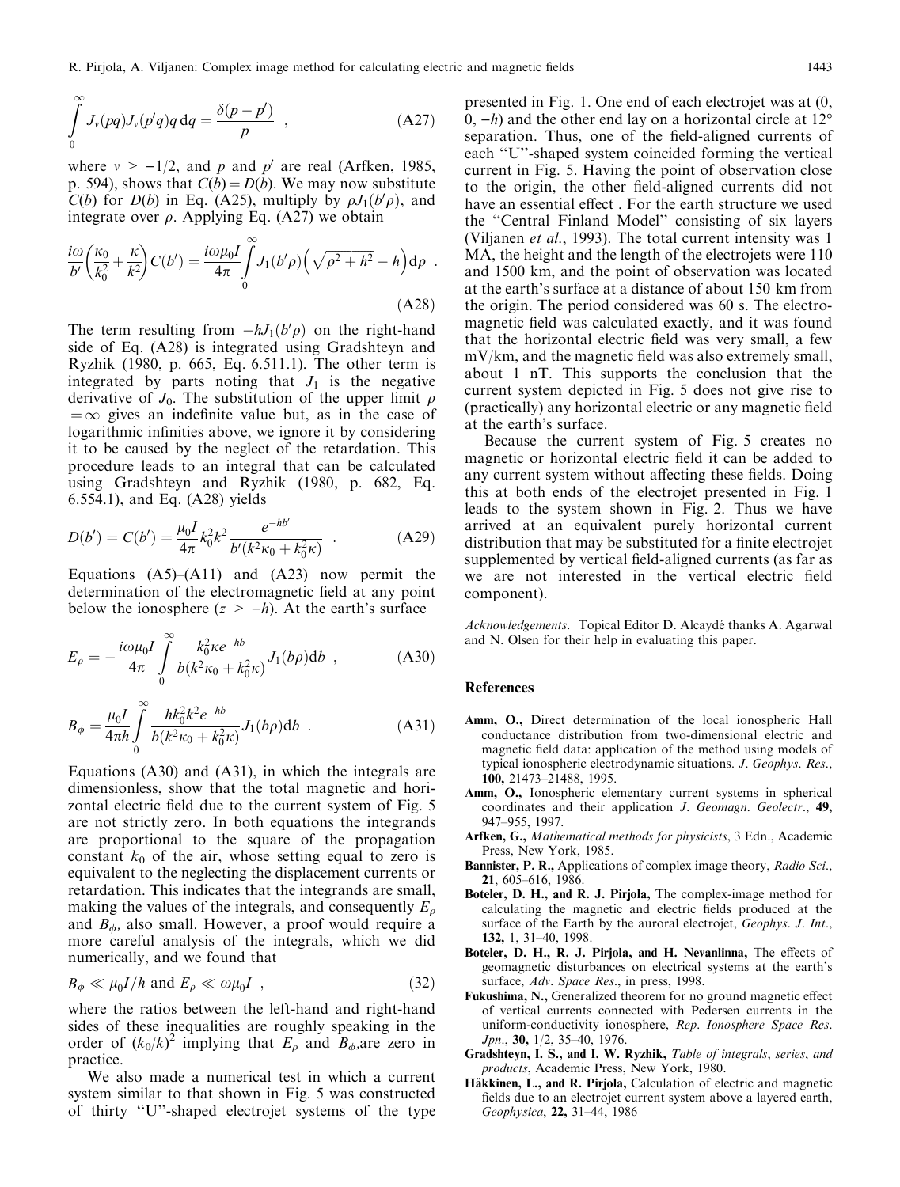$$\int_0^\infty J_\nu(pq)J_\nu(p'q)q\,\mathrm{d}q = \frac{\delta(p-p')}{p} \quad , \tag{A27}$$

where $\nu > -1/2$, and $p$ and $p'$ are real (Arfken, 1985, p. 594), shows that $C(b) = D(b)$. We may now substitute $C(b)$ for $D(b)$ in Eq. (A25), multiply by $\rho J_1(b'\rho)$, and integrate over $\rho$. Applying Eq. (A27) we obtain

$$\frac{i\omega}{b'}\left(\frac{\kappa_0}{k_0^2}+\frac{\kappa}{k^2}\right)C(b') = \frac{i\omega\mu_0 I}{4\pi}\int_0^\infty J_1(b'\rho)\left(\sqrt{\rho^2+h^2}-h\right)\mathrm{d}\rho \quad . \tag{A28}$$

The term resulting from $-hJ_1(b'\rho)$ on the right-hand side of Eq. (A28) is integrated using Gradshteyn and Ryzhik (1980, p. 665, Eq. 6.511.1). The other term is integrated by parts noting that $J_1$ is the negative derivative of $J_0$. The substitution of the upper limit $\rho = \infty$ gives an indefinite value but, as in the case of logarithmic infinities above, we ignore it by considering it to be caused by the neglect of the retardation. This procedure leads to an integral that can be calculated using Gradshteyn and Ryzhik (1980, p. 682, Eq. 6.554.1), and Eq. (A28) yields

$$D(b') = C(b') = \frac{\mu_0 I}{4\pi}k_0^2k^2\frac{e^{-hb'}}{b'(k^2\kappa_0+k_0^2\kappa)} \quad . \tag{A29}$$

Equations (A5)–(A11) and (A23) now permit the determination of the electromagnetic field at any point below the ionosphere ($z > -h$). At the earth's surface

$$E_\rho = -\frac{i\omega\mu_0 I}{4\pi}\int_0^\infty \frac{k_0^2\kappa e^{-hb}}{b(k^2\kappa_0+k_0^2\kappa)}J_1(b\rho)\mathrm{d}b \quad , \tag{A30}$$

$$B_\phi = \frac{\mu_0 I}{4\pi h}\int_0^\infty \frac{hk_0^2k^2e^{-hb}}{b(k^2\kappa_0+k_0^2\kappa)}J_1(b\rho)\mathrm{d}b \quad . \tag{A31}$$

Equations (A30) and (A31), in which the integrals are dimensionless, show that the total magnetic and horizontal electric field due to the current system of Fig. 5 are not strictly zero. In both equations the integrands are proportional to the square of the propagation constant $k_0$ of the air, whose setting equal to zero is equivalent to the neglecting the displacement currents or retardation. This indicates that the integrands are small, making the values of the integrals, and consequently $E_\rho$ and $B_\phi$, also small. However, a proof would require a more careful analysis of the integrals, which we did numerically, and we found that

$$B_\phi \ll \mu_0 I/h \text{ and } E_\rho \ll \omega\mu_0 I \quad , \tag{32}$$

where the ratios between the left-hand and right-hand sides of these inequalities are roughly speaking in the order of $(k_0/k)^2$ implying that $E_\rho$ and $B_\phi$, are zero in practice.

We also made a numerical test in which a current system similar to that shown in Fig. 5 was constructed of thirty "U"-shaped electrojet systems of the type presented in Fig. 1. One end of each electrojet was at (0, 0, $-h$) and the other end lay on a horizontal circle at 12° separation. Thus, one of the field-aligned currents of each "U"-shaped system coincided forming the vertical current in Fig. 5. Having the point of observation close to the origin, the other field-aligned currents did not have an essential effect . For the earth structure we used the "Central Finland Model" consisting of six layers (Viljanen *et al.*, 1993). The total current intensity was 1 MA, the height and the length of the electrojets were 110 and 1500 km, and the point of observation was located at the earth's surface at a distance of about 150 km from the origin. The period considered was 60 s. The electromagnetic field was calculated exactly, and it was found that the horizontal electric field was very small, a few mV/km, and the magnetic field was also extremely small, about 1 nT. This supports the conclusion that the current system depicted in Fig. 5 does not give rise to (practically) any horizontal electric or any magnetic field at the earth's surface.

Because the current system of Fig. 5 creates no magnetic or horizontal electric field it can be added to any current system without affecting these fields. Doing this at both ends of the electrojet presented in Fig. 1 leads to the system shown in Fig. 2. Thus we have arrived at an equivalent purely horizontal current distribution that may be substituted for a finite electrojet supplemented by vertical field-aligned currents (as far as we are not interested in the vertical electric field component).

*Acknowledgements.* Topical Editor D. Alcaydé thanks A. Agarwal and N. Olsen for their help in evaluating this paper.

## References

**Amm, O.,** Direct determination of the local ionospheric Hall conductance distribution from two-dimensional electric and magnetic field data: application of the method using models of typical ionospheric electrodynamic situations. *J. Geophys. Res.*, **100,** 21473–21488, 1995.

**Amm, O.,** Ionospheric elementary current systems in spherical coordinates and their application *J. Geomagn. Geoelectr*., **49,** 947–955, 1997.

**Arfken, G.,** *Mathematical methods for physicists*, 3 Edn., Academic Press, New York, 1985.

**Bannister, P. R.,** Applications of complex image theory, *Radio Sci*., **21**, 605–616, 1986.

**Boteler, D. H., and R. J. Pirjola,** The complex-image method for calculating the magnetic and electric fields produced at the surface of the Earth by the auroral electrojet, *Geophys. J. Int*., **132,** 1, 31–40, 1998.

**Boteler, D. H., R. J. Pirjola, and H. Nevanlinna,** The effects of geomagnetic disturbances on electrical systems at the earth's surface, *Adv. Space Res*., in press, 1998.

**Fukushima, N.,** Generalized theorem for no ground magnetic effect of vertical currents connected with Pedersen currents in the uniform-conductivity ionosphere, *Rep. Ionosphere Space Res. Jpn*., **30,** 1/2, 35–40, 1976.

**Gradshteyn, I. S., and I. W. Ryzhik,** *Table of integrals, series, and products*, Academic Press, New York, 1980.

**Häkkinen, L., and R. Pirjola,** Calculation of electric and magnetic fields due to an electrojet current system above a layered earth, *Geophysica*, **22,** 31–44, 1986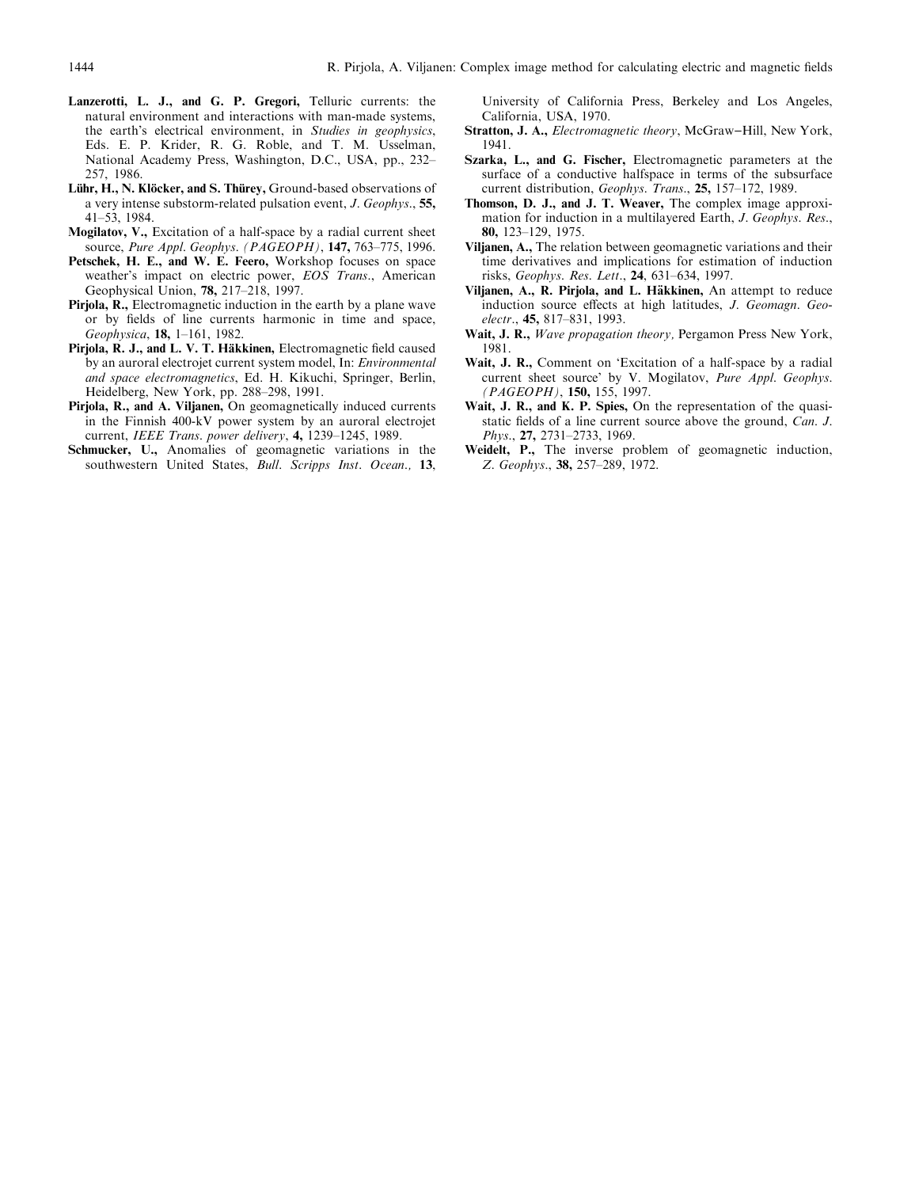**Lanzerotti, L. J., and G. P. Gregori,** Telluric currents: the natural environment and interactions with man-made systems, the earth's electrical environment, in *Studies in geophysics*, Eds. E. P. Krider, R. G. Roble, and T. M. Usselman, National Academy Press, Washington, D.C., USA, pp., 232–257, 1986.

**Lühr, H., N. Klöcker, and S. Thürey,** Ground-based observations of a very intense substorm-related pulsation event, *J. Geophys*., **55,** 41–53, 1984.

**Mogilatov, V.,** Excitation of a half-space by a radial current sheet source, *Pure Appl. Geophys. (PAGEOPH)*, **147,** 763–775, 1996.

**Petschek, H. E., and W. E. Feero,** Workshop focuses on space weather's impact on electric power, *EOS Trans*., American Geophysical Union, **78,** 217–218, 1997.

**Pirjola, R.,** Electromagnetic induction in the earth by a plane wave or by fields of line currents harmonic in time and space, *Geophysica*, **18,** 1–161, 1982.

**Pirjola, R. J., and L. V. T. Häkkinen,** Electromagnetic field caused by an auroral electrojet current system model, In: *Environmental and space electromagnetics*, Ed. H. Kikuchi, Springer, Berlin, Heidelberg, New York, pp. 288–298, 1991.

**Pirjola, R., and A. Viljanen,** On geomagnetically induced currents in the Finnish 400-kV power system by an auroral electrojet current, *IEEE Trans. power delivery*, **4,** 1239–1245, 1989.

**Schmucker, U.,** Anomalies of geomagnetic variations in the southwestern United States, *Bull. Scripps Inst. Ocean.,* **13,** University of California Press, Berkeley and Los Angeles, California, USA, 1970.

**Stratton, J. A.,** *Electromagnetic theory*, McGraw–Hill, New York, 1941.

**Szarka, L., and G. Fischer,** Electromagnetic parameters at the surface of a conductive halfspace in terms of the subsurface current distribution, *Geophys. Trans*., **25,** 157–172, 1989.

**Thomson, D. J., and J. T. Weaver,** The complex image approximation for induction in a multilayered Earth, *J. Geophys. Res*., **80,** 123–129, 1975.

**Viljanen, A.,** The relation between geomagnetic variations and their time derivatives and implications for estimation of induction risks, *Geophys. Res. Lett*., **24**, 631–634, 1997.

**Viljanen, A., R. Pirjola, and L. Häkkinen,** An attempt to reduce induction source effects at high latitudes, *J. Geomagn. Geoelectr*., **45,** 817–831, 1993.

**Wait, J. R.,** *Wave propagation theory,* Pergamon Press New York, 1981.

**Wait, J. R.,** Comment on 'Excitation of a half-space by a radial current sheet source' by V. Mogilatov, *Pure Appl. Geophys. (PAGEOPH)*, **150,** 155, 1997.

**Wait, J. R., and K. P. Spies,** On the representation of the quasi-static fields of a line current source above the ground, *Can. J. Phys*., **27,** 2731–2733, 1969.

**Weidelt, P.,** The inverse problem of geomagnetic induction, *Z. Geophys*., **38,** 257–289, 1972.